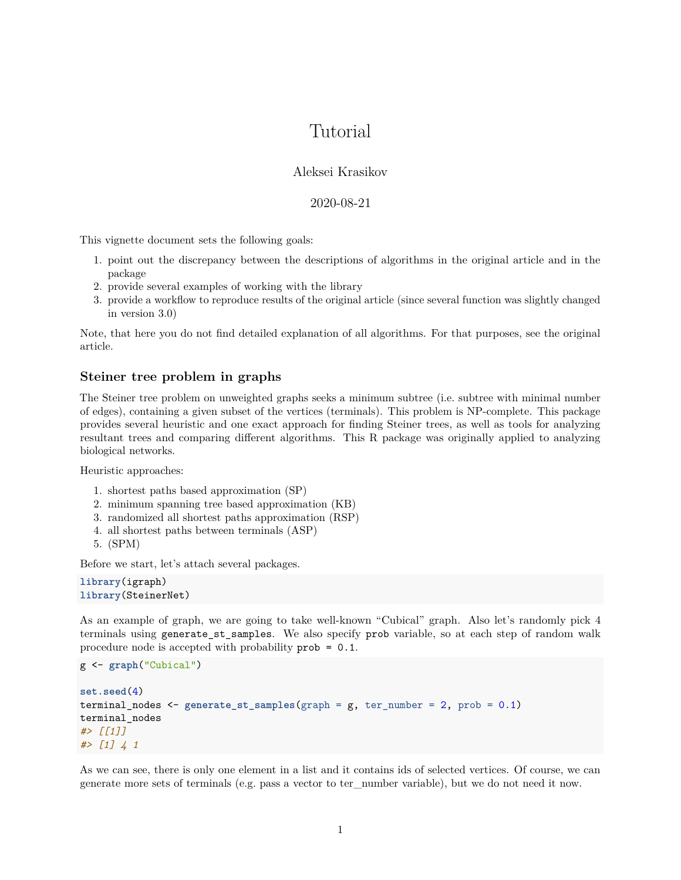// Tutorial

Aleksei Krasikov

2020-08-21

This vignette document sets the following goals:

1. point out the discrepancy between the descriptions of algorithms in the original article and in the package
2. provide several examples of working with the library
3. provide a workflow to reproduce results of the original article (since several function was slightly changed in version 3.0)

Note, that here you do not find detailed explanation of all algorithms. For that purposes, see the original article.

## Steiner tree problem in graphs

The Steiner tree problem on unweighted graphs seeks a minimum subtree (i.e. subtree with minimal number of edges), containing a given subset of the vertices (terminals). This problem is NP-complete. This package provides several heuristic and one exact approach for finding Steiner trees, as well as tools for analyzing resultant trees and comparing different algorithms. This R package was originally applied to analyzing biological networks.

Heuristic approaches:

1. shortest paths based approximation (SP)
2. minimum spanning tree based approximation (KB)
3. randomized all shortest paths approximation (RSP)
4. all shortest paths between terminals (ASP)
5. (SPM)

Before we start, let's attach several packages.

```
library(igraph)
library(SteinerNet)
```

As an example of graph, we are going to take well-known "Cubical" graph. Also let's randomly pick 4 terminals using `generate_st_samples`. We also specify `prob` variable, so at each step of random walk procedure node is accepted with probability `prob = 0.1`.

```
g <- graph("Cubical")

set.seed(4)
terminal_nodes <- generate_st_samples(graph = g, ter_number = 2, prob = 0.1)
terminal_nodes
#> [[1]]
#> [1] 4 1
```

As we can see, there is only one element in a list and it contains ids of selected vertices. Of course, we can generate more sets of terminals (e.g. pass a vector to ter_number variable), but we do not need it now.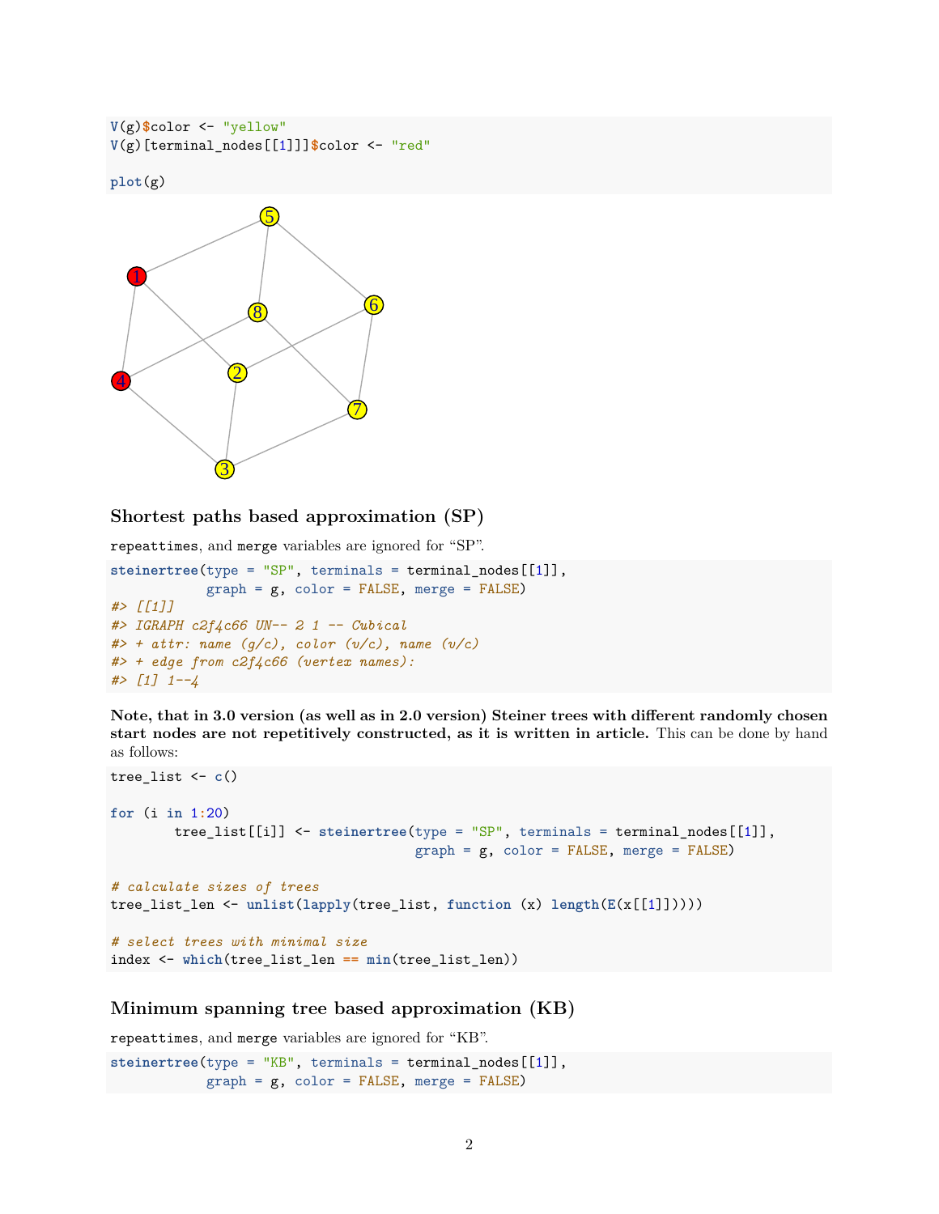```r
V(g)$color <- "yellow"
V(g)[terminal_nodes[[1]]]$color <- "red"

plot(g)
```

### Shortest paths based approximation (SP)

`repeattimes`, and `merge` variables are ignored for "SP".

```r
steinertree(type = "SP", terminals = terminal_nodes[[1]],
            graph = g, color = FALSE, merge = FALSE)
#> [[1]]
#> IGRAPH c2f4c66 UN-- 2 1 -- Cubical
#> + attr: name (g/c), color (v/c), name (v/c)
#> + edge from c2f4c66 (vertex names):
#> [1] 1--4
```

**Note, that in 3.0 version (as well as in 2.0 version) Steiner trees with different randomly chosen start nodes are not repetitively constructed, as it is written in article.** This can be done by hand as follows:

```r
tree_list <- c()

for (i in 1:20)
        tree_list[[i]] <- steinertree(type = "SP", terminals = terminal_nodes[[1]],
                                      graph = g, color = FALSE, merge = FALSE)

# calculate sizes of trees
tree_list_len <- unlist(lapply(tree_list, function (x) length(E(x[[1]]))))

# select trees with minimal size
index <- which(tree_list_len == min(tree_list_len))
```

### Minimum spanning tree based approximation (KB)

`repeattimes`, and `merge` variables are ignored for "KB".

```r
steinertree(type = "KB", terminals = terminal_nodes[[1]],
            graph = g, color = FALSE, merge = FALSE)
```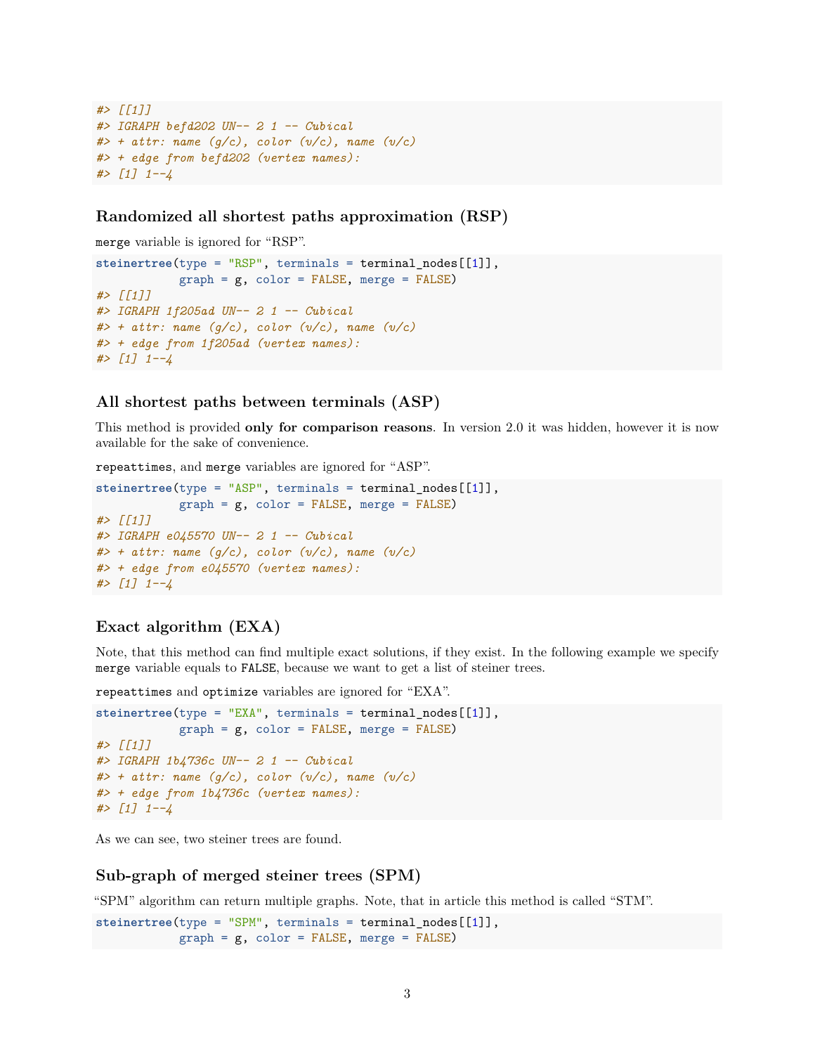```
#> [[1]]
#> IGRAPH befd202 UN-- 2 1 -- Cubical
#> + attr: name (g/c), color (v/c), name (v/c)
#> + edge from befd202 (vertex names):
#> [1] 1--4
```

### Randomized all shortest paths approximation (RSP)

`merge` variable is ignored for "RSP".

```
steinertree(type = "RSP", terminals = terminal_nodes[[1]],
            graph = g, color = FALSE, merge = FALSE)
#> [[1]]
#> IGRAPH 1f205ad UN-- 2 1 -- Cubical
#> + attr: name (g/c), color (v/c), name (v/c)
#> + edge from 1f205ad (vertex names):
#> [1] 1--4
```

### All shortest paths between terminals (ASP)

This method is provided **only for comparison reasons**. In version 2.0 it was hidden, however it is now available for the sake of convenience.

`repeattimes`, and `merge` variables are ignored for "ASP".

```
steinertree(type = "ASP", terminals = terminal_nodes[[1]],
            graph = g, color = FALSE, merge = FALSE)
#> [[1]]
#> IGRAPH e045570 UN-- 2 1 -- Cubical
#> + attr: name (g/c), color (v/c), name (v/c)
#> + edge from e045570 (vertex names):
#> [1] 1--4
```

### Exact algorithm (EXA)

Note, that this method can find multiple exact solutions, if they exist. In the following example we specify `merge` variable equals to `FALSE`, because we want to get a list of steiner trees.

`repeattimes` and `optimize` variables are ignored for "EXA".

```
steinertree(type = "EXA", terminals = terminal_nodes[[1]],
            graph = g, color = FALSE, merge = FALSE)
#> [[1]]
#> IGRAPH 1b4736c UN-- 2 1 -- Cubical
#> + attr: name (g/c), color (v/c), name (v/c)
#> + edge from 1b4736c (vertex names):
#> [1] 1--4
```

As we can see, two steiner trees are found.

### Sub-graph of merged steiner trees (SPM)

"SPM" algorithm can return multiple graphs. Note, that in article this method is called "STM".

```
steinertree(type = "SPM", terminals = terminal_nodes[[1]],
            graph = g, color = FALSE, merge = FALSE)
```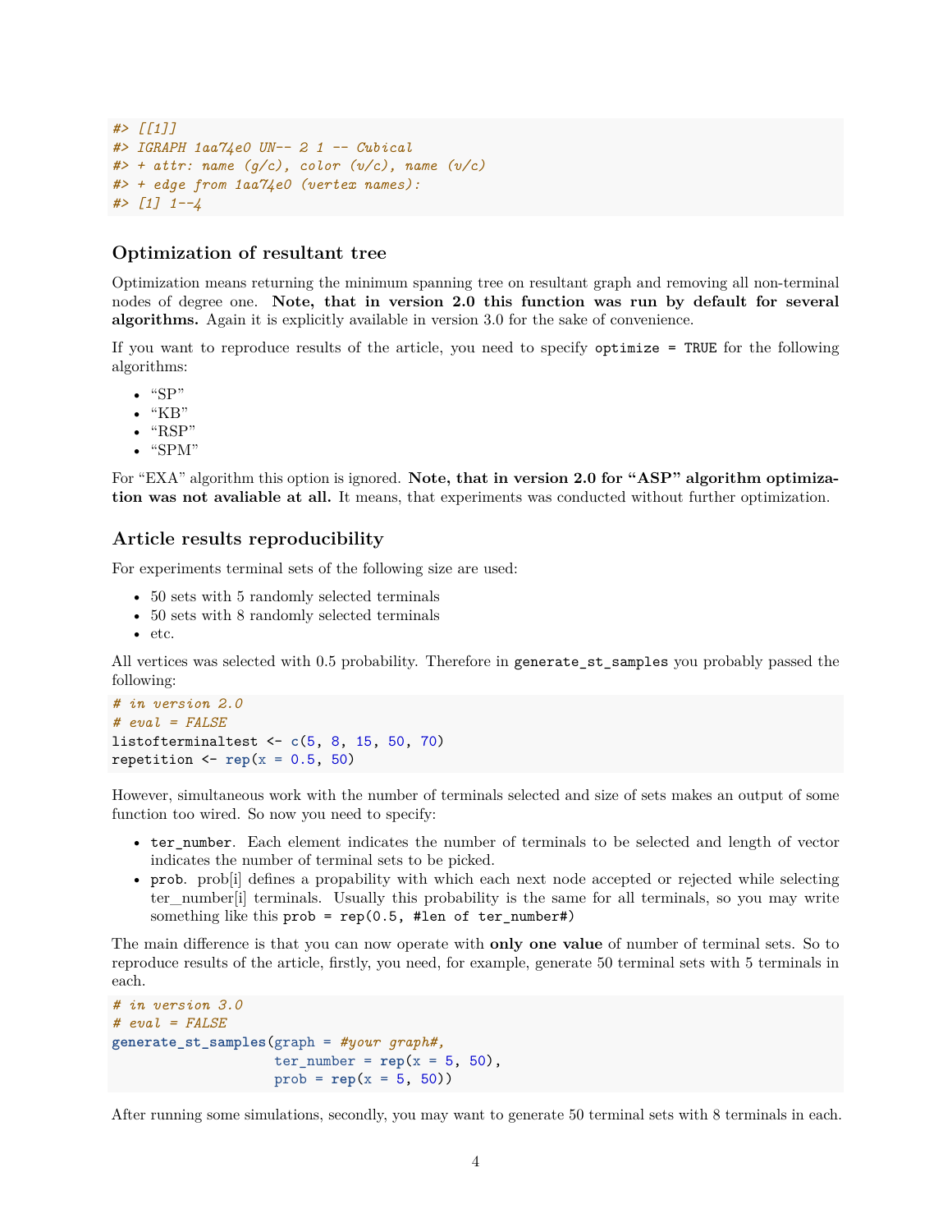```
#> [[1]]
#> IGRAPH 1aa74e0 UN-- 2 1 -- Cubical
#> + attr: name (g/c), color (v/c), name (v/c)
#> + edge from 1aa74e0 (vertex names):
#> [1] 1--4
```

### Optimization of resultant tree

Optimization means returning the minimum spanning tree on resultant graph and removing all non-terminal nodes of degree one. **Note, that in version 2.0 this function was run by default for several algorithms.** Again it is explicitly available in version 3.0 for the sake of convenience.

If you want to reproduce results of the article, you need to specify `optimize = TRUE` for the following algorithms:

- "SP"
- "KB"
- "RSP"
- "SPM"

For "EXA" algorithm this option is ignored. **Note, that in version 2.0 for "ASP" algorithm optimization was not avaliable at all.** It means, that experiments was conducted without further optimization.

### Article results reproducibility

For experiments terminal sets of the following size are used:

- 50 sets with 5 randomly selected terminals
- 50 sets with 8 randomly selected terminals
- etc.

All vertices was selected with 0.5 probability. Therefore in `generate_st_samples` you probably passed the following:

```
# in version 2.0
# eval = FALSE
listofterminaltest <- c(5, 8, 15, 50, 70)
repetition <- rep(x = 0.5, 50)
```

However, simultaneous work with the number of terminals selected and size of sets makes an output of some function too wired. So now you need to specify:

- `ter_number`. Each element indicates the number of terminals to be selected and length of vector indicates the number of terminal sets to be picked.
- `prob`. prob[i] defines a propability with which each next node accepted or rejected while selecting ter_number[i] terminals. Usually this probability is the same for all terminals, so you may write something like this `prob = rep(0.5, #len of ter_number#)`

The main difference is that you can now operate with **only one value** of number of terminal sets. So to reproduce results of the article, firstly, you need, for example, generate 50 terminal sets with 5 terminals in each.

```
# in version 3.0
# eval = FALSE
generate_st_samples(graph = #your graph#,
                    ter_number = rep(x = 5, 50),
                    prob = rep(x = 5, 50))
```

After running some simulations, secondly, you may want to generate 50 terminal sets with 8 terminals in each.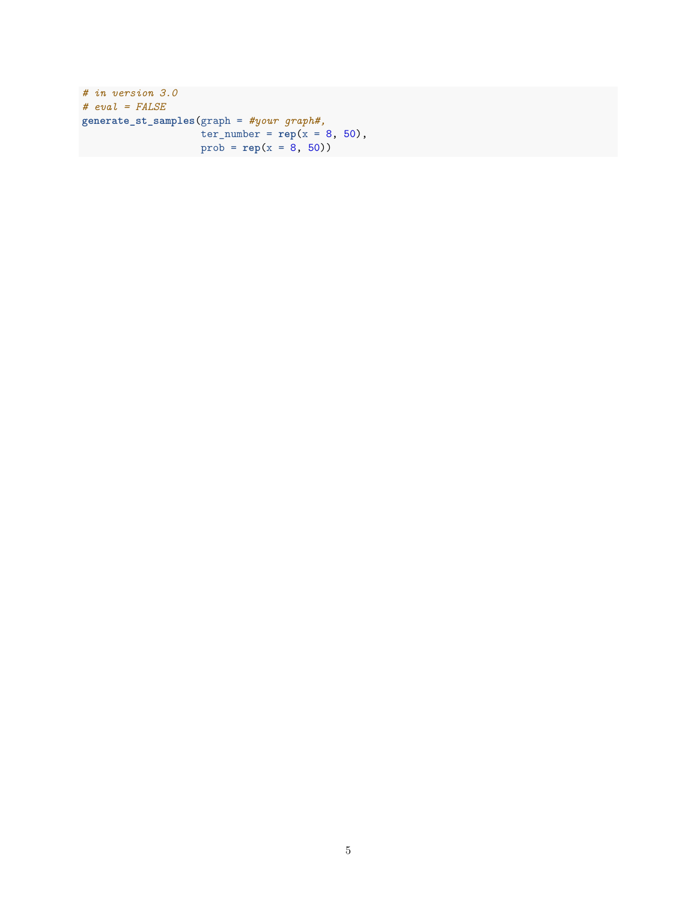```
# in version 3.0
# eval = FALSE
generate_st_samples(graph = #your graph#,
                    ter_number = rep(x = 8, 50),
                    prob = rep(x = 8, 50))
```